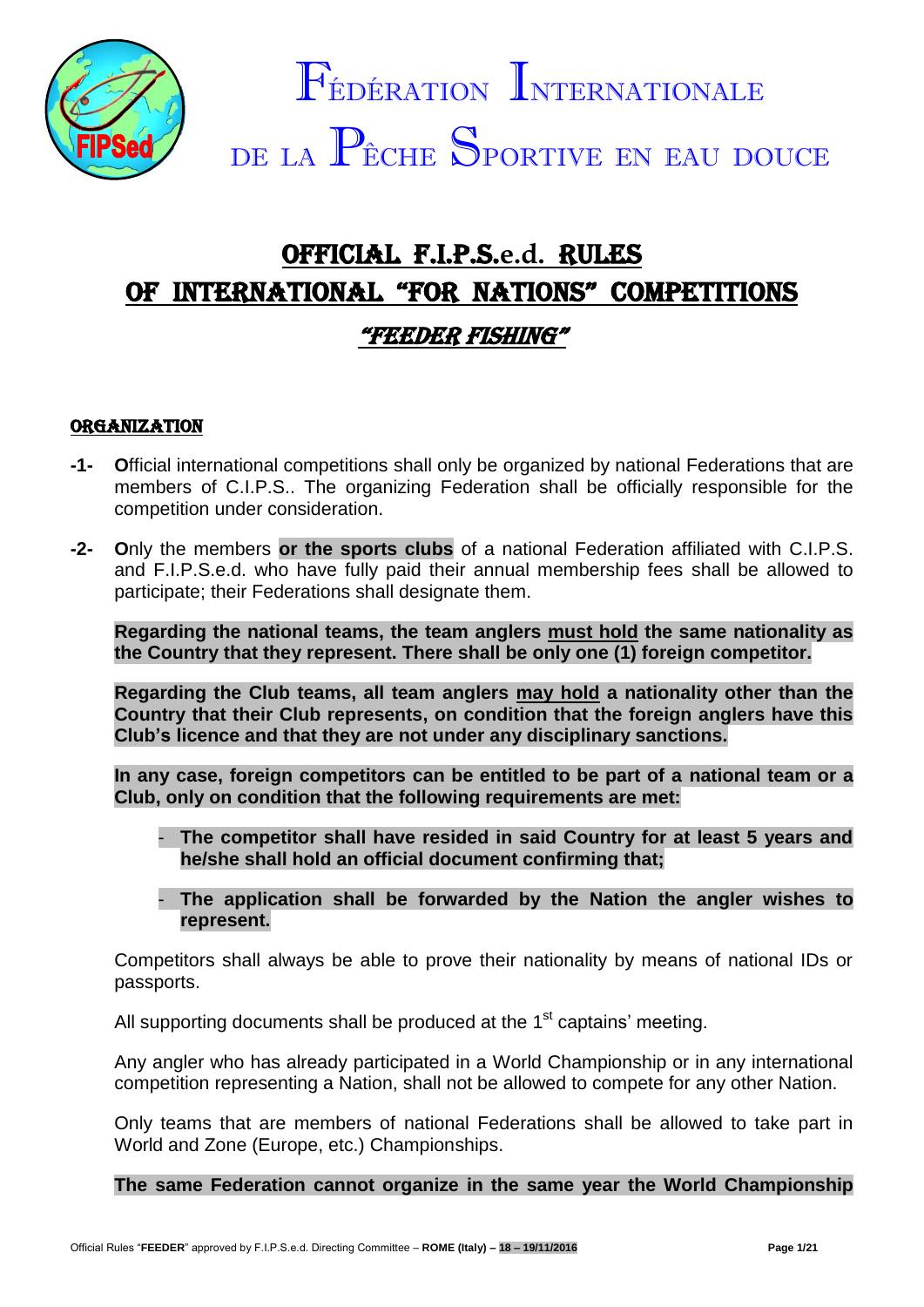# FÉDÉRATION INTERNATIONALE DE LA PÊCHE SPORTIVE EN EAU DOUCE

## OFFICIAL F.I.P.S.e.d. RULES OF INTERNATIONAL "FOR NATIONS" COMPETITIONS

## *"FEEDER FISHING"*

### ORGANIZATION

**-1-** **O**fficial international competitions shall only be organized by national Federations that are members of C.I.P.S.. The organizing Federation shall be officially responsible for the competition under consideration.

**-2-** **O**nly the members **or the sports clubs** of a national Federation affiliated with C.I.P.S. and F.I.P.S.e.d. who have fully paid their annual membership fees shall be allowed to participate; their Federations shall designate them.

**Regarding the national teams, the team anglers must hold the same nationality as the Country that they represent. There shall be only one (1) foreign competitor.**

**Regarding the Club teams, all team anglers may hold a nationality other than the Country that their Club represents, on condition that the foreign anglers have this Club's licence and that they are not under any disciplinary sanctions.**

**In any case, foreign competitors can be entitled to be part of a national team or a Club, only on condition that the following requirements are met:**

- **The competitor shall have resided in said Country for at least 5 years and he/she shall hold an official document confirming that;**
- **The application shall be forwarded by the Nation the angler wishes to represent.**

Competitors shall always be able to prove their nationality by means of national IDs or passports.

All supporting documents shall be produced at the 1st captains' meeting.

Any angler who has already participated in a World Championship or in any international competition representing a Nation, shall not be allowed to compete for any other Nation.

Only teams that are members of national Federations shall be allowed to take part in World and Zone (Europe, etc.) Championships.

**The same Federation cannot organize in the same year the World Championship**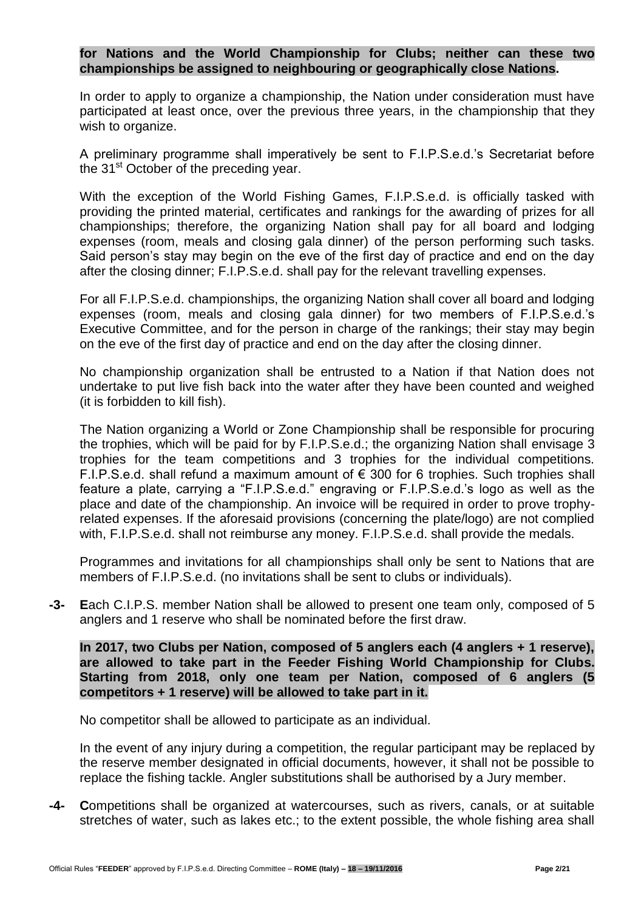**for Nations and the World Championship for Clubs; neither can these two championships be assigned to neighbouring or geographically close Nations.**

In order to apply to organize a championship, the Nation under consideration must have participated at least once, over the previous three years, in the championship that they wish to organize.

A preliminary programme shall imperatively be sent to F.I.P.S.e.d.'s Secretariat before the 31st October of the preceding year.

With the exception of the World Fishing Games, F.I.P.S.e.d. is officially tasked with providing the printed material, certificates and rankings for the awarding of prizes for all championships; therefore, the organizing Nation shall pay for all board and lodging expenses (room, meals and closing gala dinner) of the person performing such tasks. Said person's stay may begin on the eve of the first day of practice and end on the day after the closing dinner; F.I.P.S.e.d. shall pay for the relevant travelling expenses.

For all F.I.P.S.e.d. championships, the organizing Nation shall cover all board and lodging expenses (room, meals and closing gala dinner) for two members of F.I.P.S.e.d.'s Executive Committee, and for the person in charge of the rankings; their stay may begin on the eve of the first day of practice and end on the day after the closing dinner.

No championship organization shall be entrusted to a Nation if that Nation does not undertake to put live fish back into the water after they have been counted and weighed (it is forbidden to kill fish).

The Nation organizing a World or Zone Championship shall be responsible for procuring the trophies, which will be paid for by F.I.P.S.e.d.; the organizing Nation shall envisage 3 trophies for the team competitions and 3 trophies for the individual competitions. F.I.P.S.e.d. shall refund a maximum amount of € 300 for 6 trophies. Such trophies shall feature a plate, carrying a "F.I.P.S.e.d." engraving or F.I.P.S.e.d.'s logo as well as the place and date of the championship. An invoice will be required in order to prove trophy-related expenses. If the aforesaid provisions (concerning the plate/logo) are not complied with, F.I.P.S.e.d. shall not reimburse any money. F.I.P.S.e.d. shall provide the medals.

Programmes and invitations for all championships shall only be sent to Nations that are members of F.I.P.S.e.d. (no invitations shall be sent to clubs or individuals).

**-3-** **E**ach C.I.P.S. member Nation shall be allowed to present one team only, composed of 5 anglers and 1 reserve who shall be nominated before the first draw.

**In 2017, two Clubs per Nation, composed of 5 anglers each (4 anglers + 1 reserve), are allowed to take part in the Feeder Fishing World Championship for Clubs. Starting from 2018, only one team per Nation, composed of 6 anglers (5 competitors + 1 reserve) will be allowed to take part in it.**

No competitor shall be allowed to participate as an individual.

In the event of any injury during a competition, the regular participant may be replaced by the reserve member designated in official documents, however, it shall not be possible to replace the fishing tackle. Angler substitutions shall be authorised by a Jury member.

**-4-** **C**ompetitions shall be organized at watercourses, such as rivers, canals, or at suitable stretches of water, such as lakes etc.; to the extent possible, the whole fishing area shall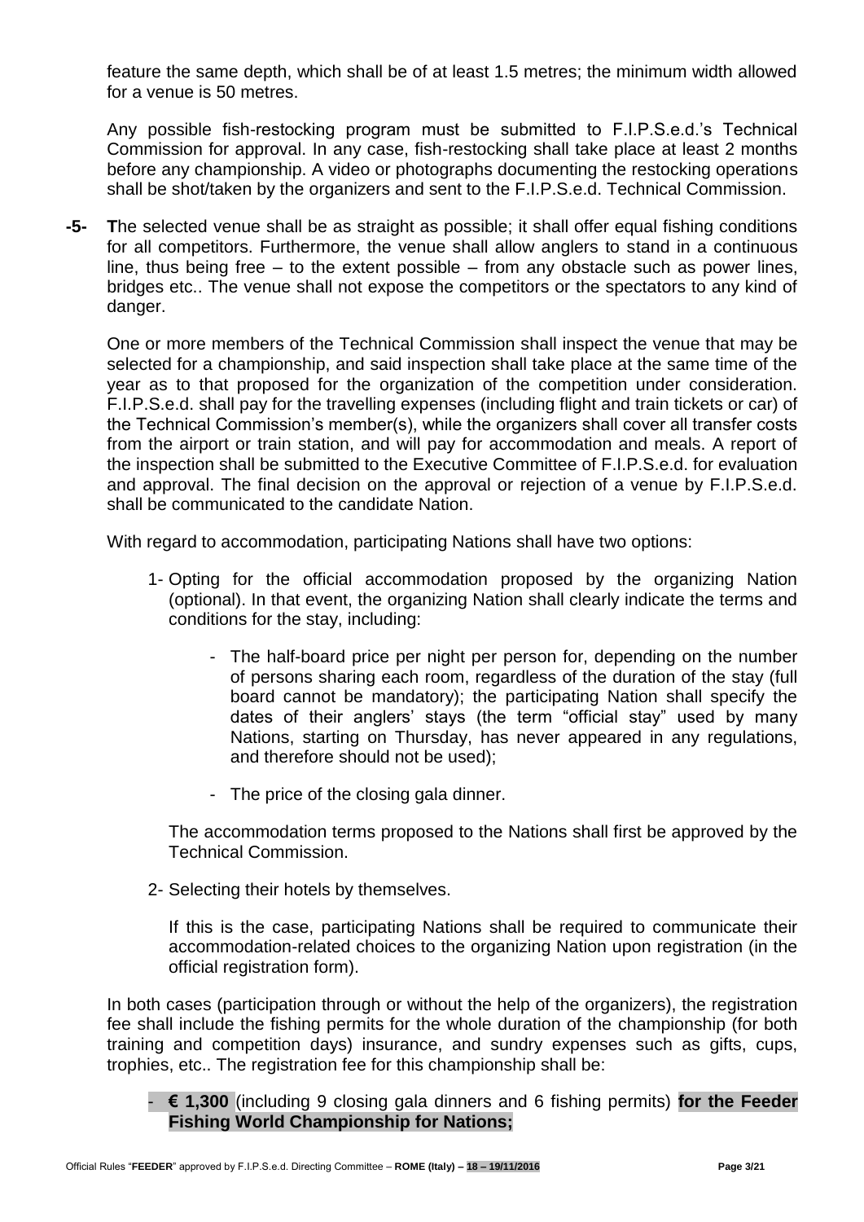feature the same depth, which shall be of at least 1.5 metres; the minimum width allowed for a venue is 50 metres.

Any possible fish-restocking program must be submitted to F.I.P.S.e.d.'s Technical Commission for approval. In any case, fish-restocking shall take place at least 2 months before any championship. A video or photographs documenting the restocking operations shall be shot/taken by the organizers and sent to the F.I.P.S.e.d. Technical Commission.

**-5-** **T**he selected venue shall be as straight as possible; it shall offer equal fishing conditions for all competitors. Furthermore, the venue shall allow anglers to stand in a continuous line, thus being free – to the extent possible – from any obstacle such as power lines, bridges etc.. The venue shall not expose the competitors or the spectators to any kind of danger.

One or more members of the Technical Commission shall inspect the venue that may be selected for a championship, and said inspection shall take place at the same time of the year as to that proposed for the organization of the competition under consideration. F.I.P.S.e.d. shall pay for the travelling expenses (including flight and train tickets or car) of the Technical Commission's member(s), while the organizers shall cover all transfer costs from the airport or train station, and will pay for accommodation and meals. A report of the inspection shall be submitted to the Executive Committee of F.I.P.S.e.d. for evaluation and approval. The final decision on the approval or rejection of a venue by F.I.P.S.e.d. shall be communicated to the candidate Nation.

With regard to accommodation, participating Nations shall have two options:

1- Opting for the official accommodation proposed by the organizing Nation (optional). In that event, the organizing Nation shall clearly indicate the terms and conditions for the stay, including:

   - The half-board price per night per person for, depending on the number of persons sharing each room, regardless of the duration of the stay (full board cannot be mandatory); the participating Nation shall specify the dates of their anglers' stays (the term "official stay" used by many Nations, starting on Thursday, has never appeared in any regulations, and therefore should not be used);

   - The price of the closing gala dinner.

   The accommodation terms proposed to the Nations shall first be approved by the Technical Commission.

2- Selecting their hotels by themselves.

   If this is the case, participating Nations shall be required to communicate their accommodation-related choices to the organizing Nation upon registration (in the official registration form).

In both cases (participation through or without the help of the organizers), the registration fee shall include the fishing permits for the whole duration of the championship (for both training and competition days) insurance, and sundry expenses such as gifts, cups, trophies, etc.. The registration fee for this championship shall be:

- **€ 1,300** (including 9 closing gala dinners and 6 fishing permits) **for the Feeder Fishing World Championship for Nations;**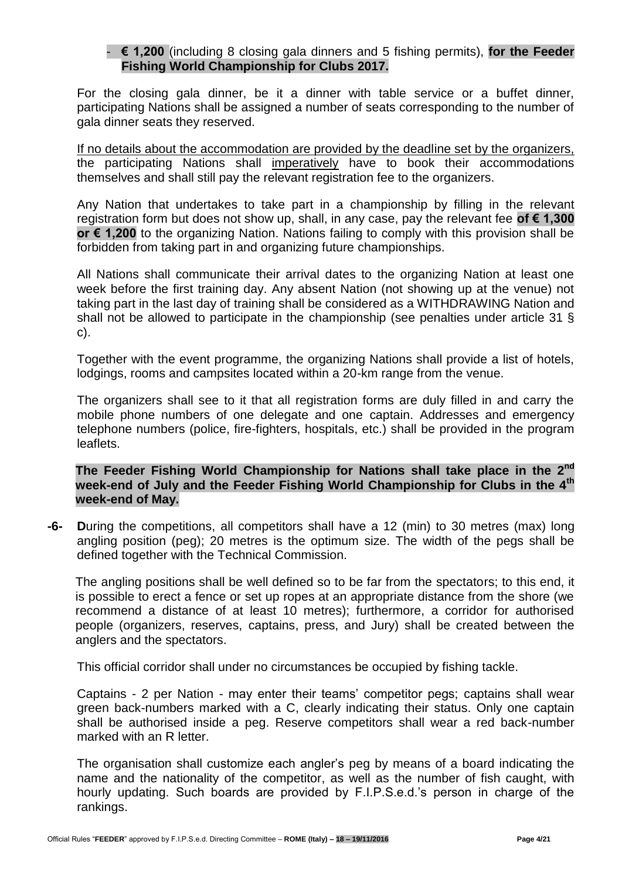- **€ 1,200** (including 8 closing gala dinners and 5 fishing permits), **for the Feeder Fishing World Championship for Clubs 2017.**

For the closing gala dinner, be it a dinner with table service or a buffet dinner, participating Nations shall be assigned a number of seats corresponding to the number of gala dinner seats they reserved.

If no details about the accommodation are provided by the deadline set by the organizers, the participating Nations shall imperatively have to book their accommodations themselves and shall still pay the relevant registration fee to the organizers.

Any Nation that undertakes to take part in a championship by filling in the relevant registration form but does not show up, shall, in any case, pay the relevant fee **of € 1,300 or € 1,200** to the organizing Nation. Nations failing to comply with this provision shall be forbidden from taking part in and organizing future championships.

All Nations shall communicate their arrival dates to the organizing Nation at least one week before the first training day. Any absent Nation (not showing up at the venue) not taking part in the last day of training shall be considered as a WITHDRAWING Nation and shall not be allowed to participate in the championship (see penalties under article 31 § c).

Together with the event programme, the organizing Nations shall provide a list of hotels, lodgings, rooms and campsites located within a 20-km range from the venue.

The organizers shall see to it that all registration forms are duly filled in and carry the mobile phone numbers of one delegate and one captain. Addresses and emergency telephone numbers (police, fire-fighters, hospitals, etc.) shall be provided in the program leaflets.

**The Feeder Fishing World Championship for Nations shall take place in the 2nd week-end of July and the Feeder Fishing World Championship for Clubs in the 4th week-end of May.**

**-6-** **D**uring the competitions, all competitors shall have a 12 (min) to 30 metres (max) long angling position (peg); 20 metres is the optimum size. The width of the pegs shall be defined together with the Technical Commission.

The angling positions shall be well defined so to be far from the spectators; to this end, it is possible to erect a fence or set up ropes at an appropriate distance from the shore (we recommend a distance of at least 10 metres); furthermore, a corridor for authorised people (organizers, reserves, captains, press, and Jury) shall be created between the anglers and the spectators.

This official corridor shall under no circumstances be occupied by fishing tackle.

Captains - 2 per Nation - may enter their teams' competitor pegs; captains shall wear green back-numbers marked with a C, clearly indicating their status. Only one captain shall be authorised inside a peg. Reserve competitors shall wear a red back-number marked with an R letter.

The organisation shall customize each angler's peg by means of a board indicating the name and the nationality of the competitor, as well as the number of fish caught, with hourly updating. Such boards are provided by F.I.P.S.e.d.'s person in charge of the rankings.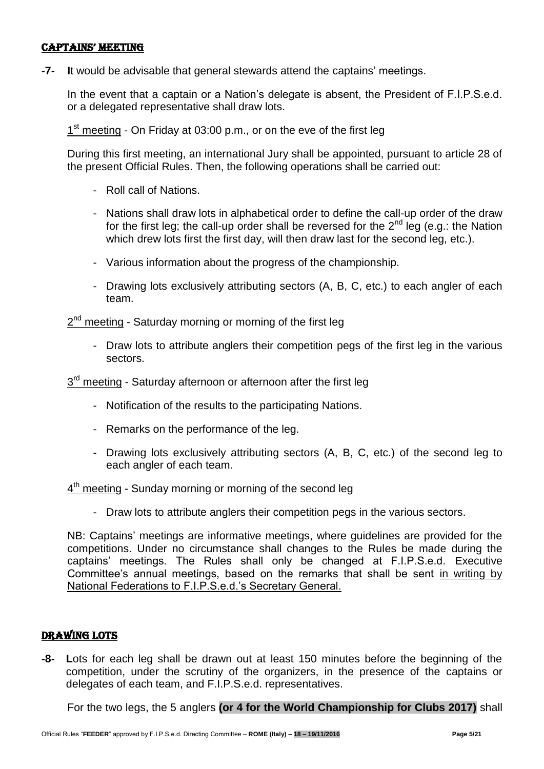## CAPTAINS' MEETING

**-7-** **I**t would be advisable that general stewards attend the captains' meetings.

In the event that a captain or a Nation's delegate is absent, the President of F.I.P.S.e.d. or a delegated representative shall draw lots.

1st meeting - On Friday at 03:00 p.m., or on the eve of the first leg

During this first meeting, an international Jury shall be appointed, pursuant to article 28 of the present Official Rules. Then, the following operations shall be carried out:

- Roll call of Nations.
- Nations shall draw lots in alphabetical order to define the call-up order of the draw for the first leg; the call-up order shall be reversed for the 2nd leg (e.g.: the Nation which drew lots first the first day, will then draw last for the second leg, etc.).
- Various information about the progress of the championship.
- Drawing lots exclusively attributing sectors (A, B, C, etc.) to each angler of each team.

2nd meeting - Saturday morning or morning of the first leg

- Draw lots to attribute anglers their competition pegs of the first leg in the various sectors.

3rd meeting - Saturday afternoon or afternoon after the first leg

- Notification of the results to the participating Nations.
- Remarks on the performance of the leg.
- Drawing lots exclusively attributing sectors (A, B, C, etc.) of the second leg to each angler of each team.

4th meeting - Sunday morning or morning of the second leg

- Draw lots to attribute anglers their competition pegs in the various sectors.

NB: Captains' meetings are informative meetings, where guidelines are provided for the competitions. Under no circumstance shall changes to the Rules be made during the captains' meetings. The Rules shall only be changed at F.I.P.S.e.d. Executive Committee's annual meetings, based on the remarks that shall be sent in writing by National Federations to F.I.P.S.e.d.'s Secretary General.

## DRAWING LOTS

**-8-** **L**ots for each leg shall be drawn out at least 150 minutes before the beginning of the competition, under the scrutiny of the organizers, in the presence of the captains or delegates of each team, and F.I.P.S.e.d. representatives.

For the two legs, the 5 anglers **(or 4 for the World Championship for Clubs 2017)** shall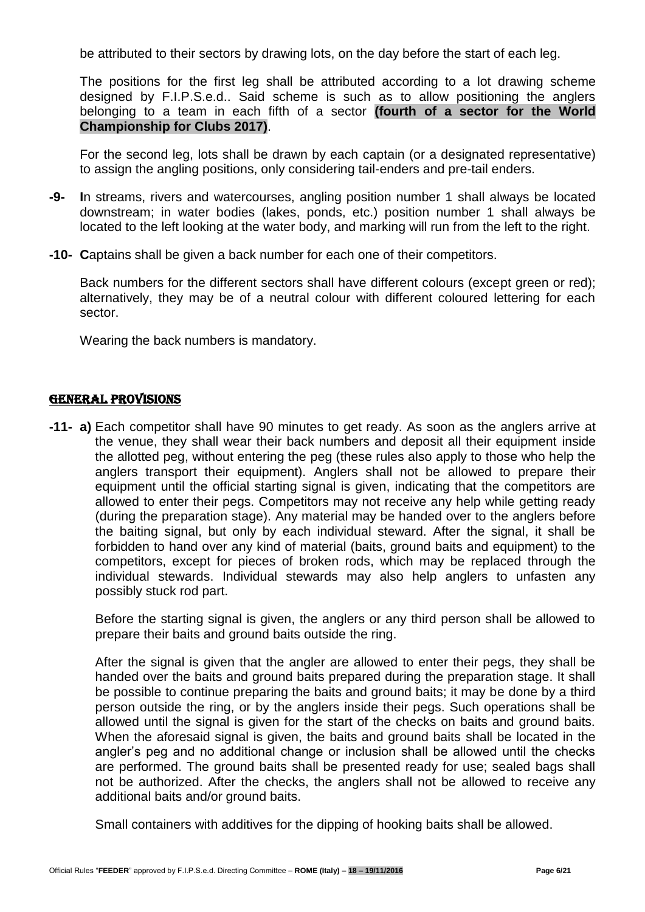be attributed to their sectors by drawing lots, on the day before the start of each leg.

The positions for the first leg shall be attributed according to a lot drawing scheme designed by F.I.P.S.e.d.. Said scheme is such as to allow positioning the anglers belonging to a team in each fifth of a sector **(fourth of a sector for the World Championship for Clubs 2017)**.

For the second leg, lots shall be drawn by each captain (or a designated representative) to assign the angling positions, only considering tail-enders and pre-tail enders.

**-9-** **I**n streams, rivers and watercourses, angling position number 1 shall always be located downstream; in water bodies (lakes, ponds, etc.) position number 1 shall always be located to the left looking at the water body, and marking will run from the left to the right.

**-10-** **C**aptains shall be given a back number for each one of their competitors.

Back numbers for the different sectors shall have different colours (except green or red); alternatively, they may be of a neutral colour with different coloured lettering for each sector.

Wearing the back numbers is mandatory.

## GENERAL PROVISIONS

**-11-** **a)** Each competitor shall have 90 minutes to get ready. As soon as the anglers arrive at the venue, they shall wear their back numbers and deposit all their equipment inside the allotted peg, without entering the peg (these rules also apply to those who help the anglers transport their equipment). Anglers shall not be allowed to prepare their equipment until the official starting signal is given, indicating that the competitors are allowed to enter their pegs. Competitors may not receive any help while getting ready (during the preparation stage). Any material may be handed over to the anglers before the baiting signal, but only by each individual steward. After the signal, it shall be forbidden to hand over any kind of material (baits, ground baits and equipment) to the competitors, except for pieces of broken rods, which may be replaced through the individual stewards. Individual stewards may also help anglers to unfasten any possibly stuck rod part.

Before the starting signal is given, the anglers or any third person shall be allowed to prepare their baits and ground baits outside the ring.

After the signal is given that the angler are allowed to enter their pegs, they shall be handed over the baits and ground baits prepared during the preparation stage. It shall be possible to continue preparing the baits and ground baits; it may be done by a third person outside the ring, or by the anglers inside their pegs. Such operations shall be allowed until the signal is given for the start of the checks on baits and ground baits. When the aforesaid signal is given, the baits and ground baits shall be located in the angler's peg and no additional change or inclusion shall be allowed until the checks are performed. The ground baits shall be presented ready for use; sealed bags shall not be authorized. After the checks, the anglers shall not be allowed to receive any additional baits and/or ground baits.

Small containers with additives for the dipping of hooking baits shall be allowed.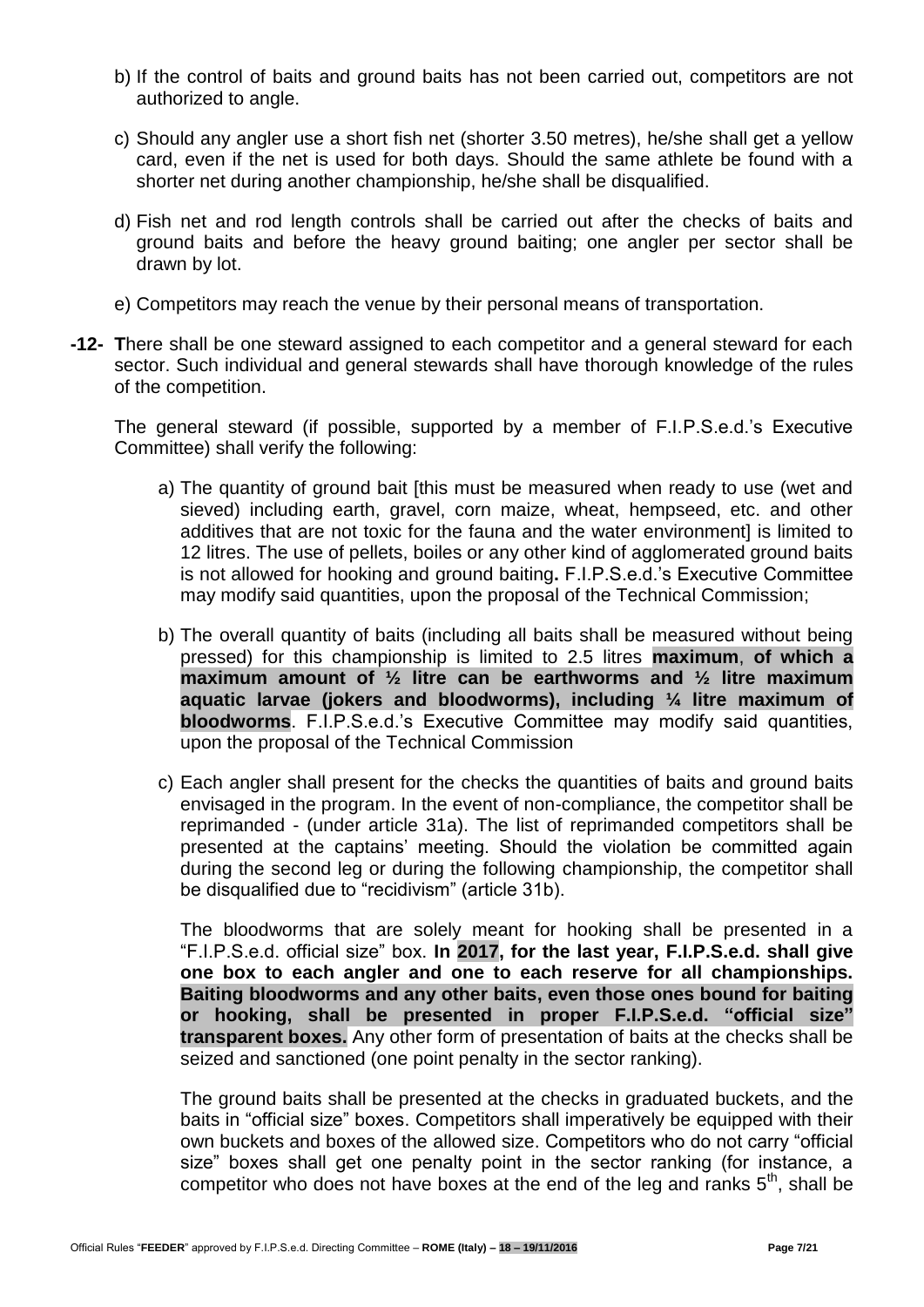b) If the control of baits and ground baits has not been carried out, competitors are not authorized to angle.

c) Should any angler use a short fish net (shorter 3.50 metres), he/she shall get a yellow card, even if the net is used for both days. Should the same athlete be found with a shorter net during another championship, he/she shall be disqualified.

d) Fish net and rod length controls shall be carried out after the checks of baits and ground baits and before the heavy ground baiting; one angler per sector shall be drawn by lot.

e) Competitors may reach the venue by their personal means of transportation.

**-12-** **T**here shall be one steward assigned to each competitor and a general steward for each sector. Such individual and general stewards shall have thorough knowledge of the rules of the competition.

The general steward (if possible, supported by a member of F.I.P.S.e.d.'s Executive Committee) shall verify the following:

a) The quantity of ground bait [this must be measured when ready to use (wet and sieved) including earth, gravel, corn maize, wheat, hempseed, etc. and other additives that are not toxic for the fauna and the water environment] is limited to 12 litres. The use of pellets, boiles or any other kind of agglomerated ground baits is not allowed for hooking and ground baiting**.** F.I.P.S.e.d.'s Executive Committee may modify said quantities, upon the proposal of the Technical Commission;

b) The overall quantity of baits (including all baits shall be measured without being pressed) for this championship is limited to 2.5 litres **maximum**, **of which a maximum amount of ½ litre can be earthworms and ½ litre maximum aquatic larvae (jokers and bloodworms), including ¼ litre maximum of bloodworms**. F.I.P.S.e.d.'s Executive Committee may modify said quantities, upon the proposal of the Technical Commission

c) Each angler shall present for the checks the quantities of baits and ground baits envisaged in the program. In the event of non-compliance, the competitor shall be reprimanded - (under article 31a). The list of reprimanded competitors shall be presented at the captains' meeting. Should the violation be committed again during the second leg or during the following championship, the competitor shall be disqualified due to "recidivism" (article 31b).

The bloodworms that are solely meant for hooking shall be presented in a "F.I.P.S.e.d. official size" box. **In 2017, for the last year, F.I.P.S.e.d. shall give one box to each angler and one to each reserve for all championships. Baiting bloodworms and any other baits, even those ones bound for baiting or hooking, shall be presented in proper F.I.P.S.e.d. "official size" transparent boxes.** Any other form of presentation of baits at the checks shall be seized and sanctioned (one point penalty in the sector ranking).

The ground baits shall be presented at the checks in graduated buckets, and the baits in "official size" boxes. Competitors shall imperatively be equipped with their own buckets and boxes of the allowed size. Competitors who do not carry "official size" boxes shall get one penalty point in the sector ranking (for instance, a competitor who does not have boxes at the end of the leg and ranks 5th, shall be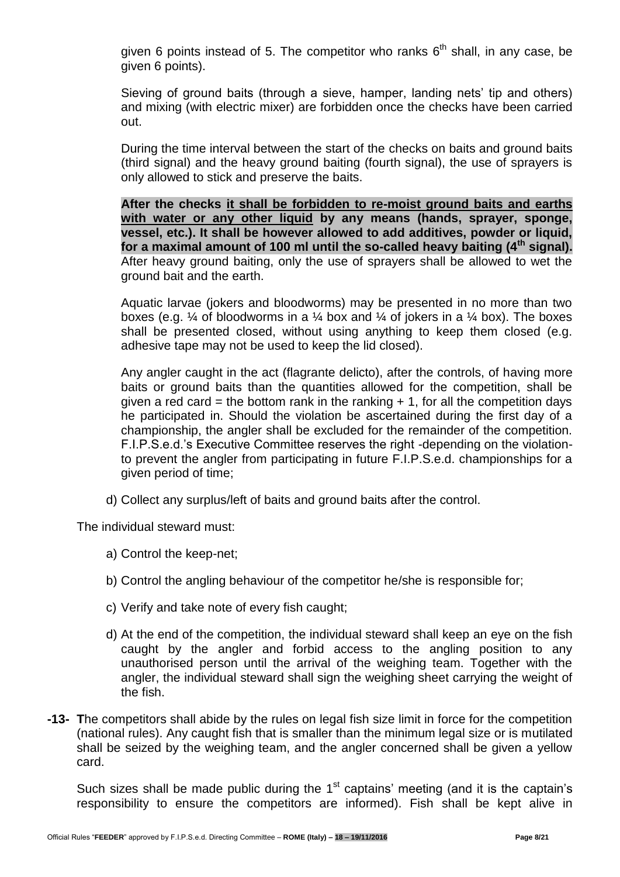given 6 points instead of 5. The competitor who ranks 6th shall, in any case, be given 6 points).

Sieving of ground baits (through a sieve, hamper, landing nets' tip and others) and mixing (with electric mixer) are forbidden once the checks have been carried out.

During the time interval between the start of the checks on baits and ground baits (third signal) and the heavy ground baiting (fourth signal), the use of sprayers is only allowed to stick and preserve the baits.

**After the checks <u>it shall be forbidden to re-moist ground baits and earths with water or any other liquid</u> by any means (hands, sprayer, sponge, vessel, etc.). It shall be however allowed to add additives, powder or liquid, for a maximal amount of 100 ml until the so-called heavy baiting (4th signal).** After heavy ground baiting, only the use of sprayers shall be allowed to wet the ground bait and the earth.

Aquatic larvae (jokers and bloodworms) may be presented in no more than two boxes (e.g. ¼ of bloodworms in a ¼ box and ¼ of jokers in a ¼ box). The boxes shall be presented closed, without using anything to keep them closed (e.g. adhesive tape may not be used to keep the lid closed).

Any angler caught in the act (flagrante delicto), after the controls, of having more baits or ground baits than the quantities allowed for the competition, shall be given a red card = the bottom rank in the ranking + 1, for all the competition days he participated in. Should the violation be ascertained during the first day of a championship, the angler shall be excluded for the remainder of the competition. F.I.P.S.e.d.'s Executive Committee reserves the right -depending on the violation- to prevent the angler from participating in future F.I.P.S.e.d. championships for a given period of time;

d) Collect any surplus/left of baits and ground baits after the control.

The individual steward must:

a) Control the keep-net;

b) Control the angling behaviour of the competitor he/she is responsible for;

c) Verify and take note of every fish caught;

d) At the end of the competition, the individual steward shall keep an eye on the fish caught by the angler and forbid access to the angling position to any unauthorised person until the arrival of the weighing team. Together with the angler, the individual steward shall sign the weighing sheet carrying the weight of the fish.

**-13-** **T**he competitors shall abide by the rules on legal fish size limit in force for the competition (national rules). Any caught fish that is smaller than the minimum legal size or is mutilated shall be seized by the weighing team, and the angler concerned shall be given a yellow card.

Such sizes shall be made public during the 1st captains' meeting (and it is the captain's responsibility to ensure the competitors are informed). Fish shall be kept alive in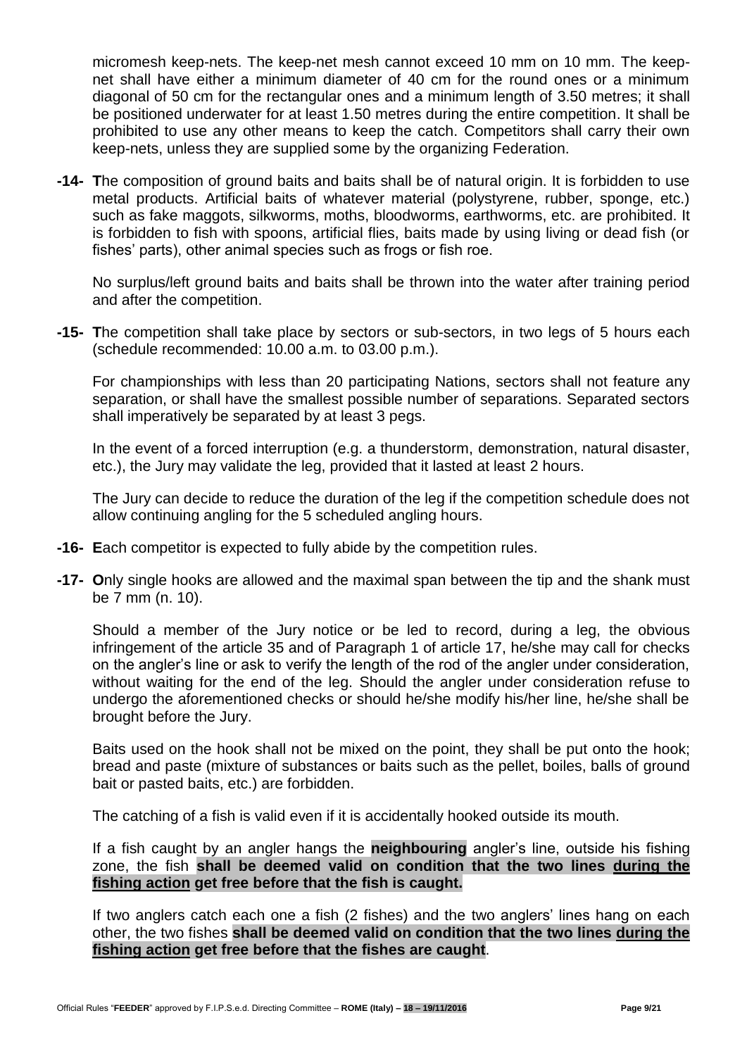micromesh keep-nets. The keep-net mesh cannot exceed 10 mm on 10 mm. The keep-net shall have either a minimum diameter of 40 cm for the round ones or a minimum diagonal of 50 cm for the rectangular ones and a minimum length of 3.50 metres; it shall be positioned underwater for at least 1.50 metres during the entire competition. It shall be prohibited to use any other means to keep the catch. Competitors shall carry their own keep-nets, unless they are supplied some by the organizing Federation.

**-14- T**he composition of ground baits and baits shall be of natural origin. It is forbidden to use metal products. Artificial baits of whatever material (polystyrene, rubber, sponge, etc.) such as fake maggots, silkworms, moths, bloodworms, earthworms, etc. are prohibited. It is forbidden to fish with spoons, artificial flies, baits made by using living or dead fish (or fishes' parts), other animal species such as frogs or fish roe.

No surplus/left ground baits and baits shall be thrown into the water after training period and after the competition.

**-15- T**he competition shall take place by sectors or sub-sectors, in two legs of 5 hours each (schedule recommended: 10.00 a.m. to 03.00 p.m.).

For championships with less than 20 participating Nations, sectors shall not feature any separation, or shall have the smallest possible number of separations. Separated sectors shall imperatively be separated by at least 3 pegs.

In the event of a forced interruption (e.g. a thunderstorm, demonstration, natural disaster, etc.), the Jury may validate the leg, provided that it lasted at least 2 hours.

The Jury can decide to reduce the duration of the leg if the competition schedule does not allow continuing angling for the 5 scheduled angling hours.

**-16- E**ach competitor is expected to fully abide by the competition rules.

**-17- O**nly single hooks are allowed and the maximal span between the tip and the shank must be 7 mm (n. 10).

Should a member of the Jury notice or be led to record, during a leg, the obvious infringement of the article 35 and of Paragraph 1 of article 17, he/she may call for checks on the angler's line or ask to verify the length of the rod of the angler under consideration, without waiting for the end of the leg. Should the angler under consideration refuse to undergo the aforementioned checks or should he/she modify his/her line, he/she shall be brought before the Jury.

Baits used on the hook shall not be mixed on the point, they shall be put onto the hook; bread and paste (mixture of substances or baits such as the pellet, boiles, balls of ground bait or pasted baits, etc.) are forbidden.

The catching of a fish is valid even if it is accidentally hooked outside its mouth.

If a fish caught by an angler hangs the **neighbouring** angler's line, outside his fishing zone, the fish **shall be deemed valid on condition that the two lines during the fishing action get free before that the fish is caught.**

If two anglers catch each one a fish (2 fishes) and the two anglers' lines hang on each other, the two fishes **shall be deemed valid on condition that the two lines during the fishing action get free before that the fishes are caught**.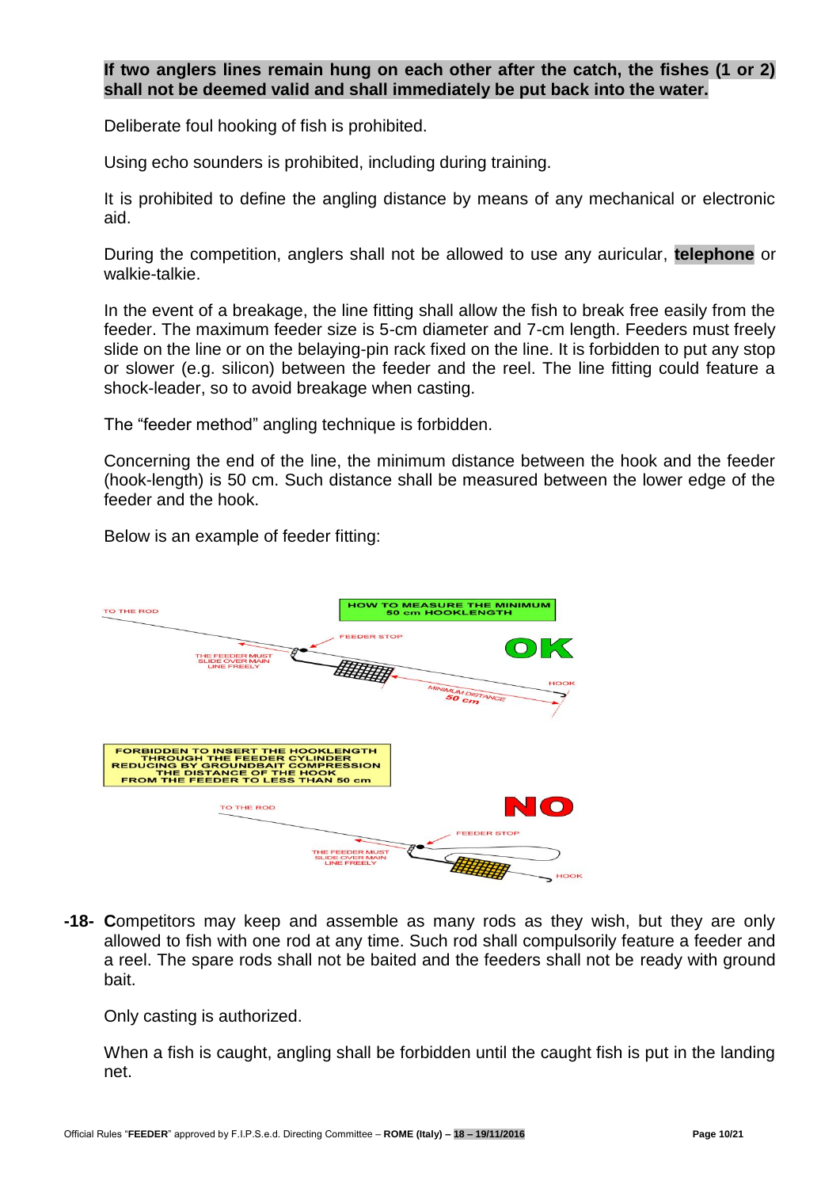**If two anglers lines remain hung on each other after the catch, the fishes (1 or 2) shall not be deemed valid and shall immediately be put back into the water.**

Deliberate foul hooking of fish is prohibited.

Using echo sounders is prohibited, including during training.

It is prohibited to define the angling distance by means of any mechanical or electronic aid.

During the competition, anglers shall not be allowed to use any auricular, **telephone** or walkie-talkie.

In the event of a breakage, the line fitting shall allow the fish to break free easily from the feeder. The maximum feeder size is 5-cm diameter and 7-cm length. Feeders must freely slide on the line or on the belaying-pin rack fixed on the line. It is forbidden to put any stop or slower (e.g. silicon) between the feeder and the reel. The line fitting could feature a shock-leader, so to avoid breakage when casting.

The "feeder method" angling technique is forbidden.

Concerning the end of the line, the minimum distance between the hook and the feeder (hook-length) is 50 cm. Such distance shall be measured between the lower edge of the feeder and the hook.

Below is an example of feeder fitting:

HOW TO MEASURE THE MINIMUM 50 cm HOOKLENGTH

TO THE ROD — FEEDER STOP — THE FEEDER MUST SLIDE OVER MAIN LINE FREELY — MINIMUM DISTANCE 50 cm — HOOK — **OK**

FORBIDDEN TO INSERT THE HOOKLENGTH THROUGH THE FEEDER CYLINDER REDUCING BY GROUNDBAIT COMPRESSION THE DISTANCE OF THE HOOK FROM THE FEEDER TO LESS THAN 50 cm

TO THE ROD — FEEDER STOP — THE FEEDER MUST SLIDE OVER MAIN LINE FREELY — HOOK — **NO**

**-18-** **C**ompetitors may keep and assemble as many rods as they wish, but they are only allowed to fish with one rod at any time. Such rod shall compulsorily feature a feeder and a reel. The spare rods shall not be baited and the feeders shall not be ready with ground bait.

Only casting is authorized.

When a fish is caught, angling shall be forbidden until the caught fish is put in the landing net.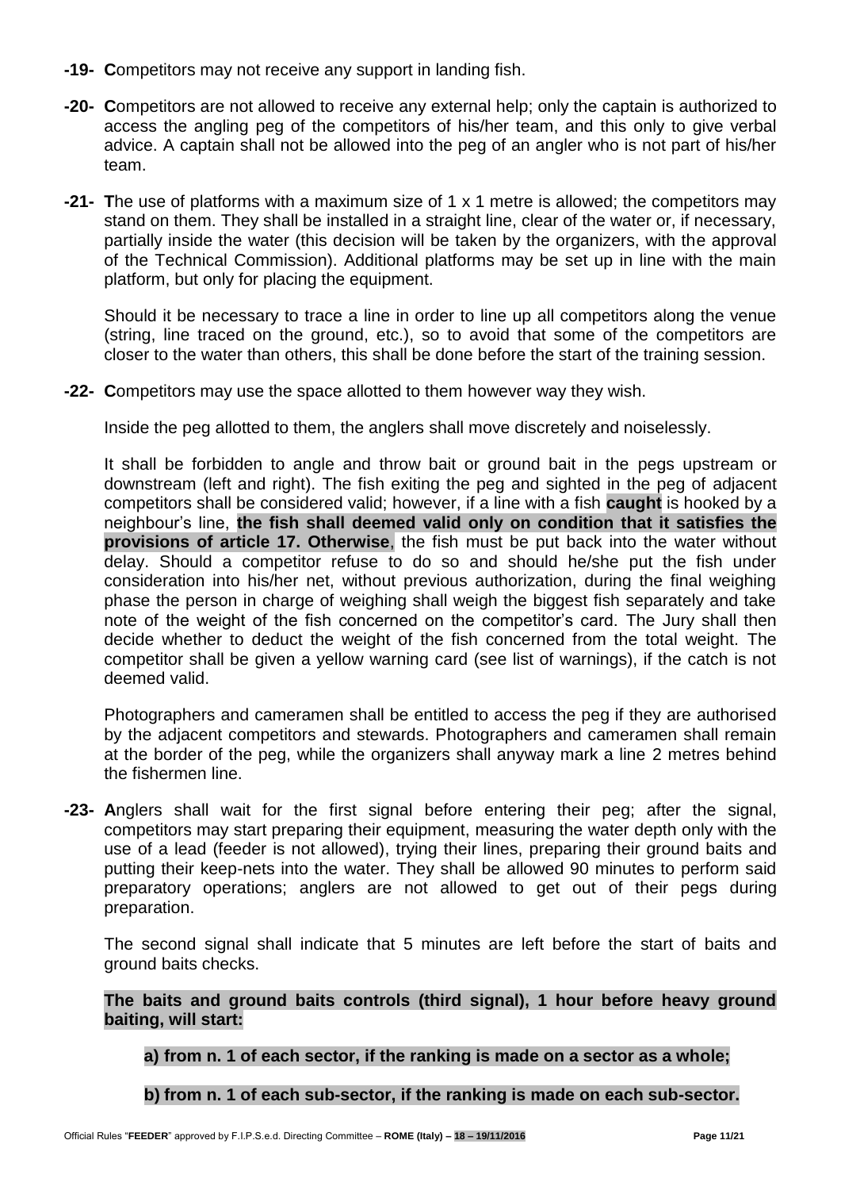**-19- C**ompetitors may not receive any support in landing fish.

**-20- C**ompetitors are not allowed to receive any external help; only the captain is authorized to access the angling peg of the competitors of his/her team, and this only to give verbal advice. A captain shall not be allowed into the peg of an angler who is not part of his/her team.

**-21- T**he use of platforms with a maximum size of 1 x 1 metre is allowed; the competitors may stand on them. They shall be installed in a straight line, clear of the water or, if necessary, partially inside the water (this decision will be taken by the organizers, with the approval of the Technical Commission). Additional platforms may be set up in line with the main platform, but only for placing the equipment.

Should it be necessary to trace a line in order to line up all competitors along the venue (string, line traced on the ground, etc.), so to avoid that some of the competitors are closer to the water than others, this shall be done before the start of the training session.

**-22- C**ompetitors may use the space allotted to them however way they wish.

Inside the peg allotted to them, the anglers shall move discretely and noiselessly.

It shall be forbidden to angle and throw bait or ground bait in the pegs upstream or downstream (left and right). The fish exiting the peg and sighted in the peg of adjacent competitors shall be considered valid; however, if a line with a fish **caught** is hooked by a neighbour's line, **the fish shall deemed valid only on condition that it satisfies the provisions of article 17. Otherwise**, the fish must be put back into the water without delay. Should a competitor refuse to do so and should he/she put the fish under consideration into his/her net, without previous authorization, during the final weighing phase the person in charge of weighing shall weigh the biggest fish separately and take note of the weight of the fish concerned on the competitor's card. The Jury shall then decide whether to deduct the weight of the fish concerned from the total weight. The competitor shall be given a yellow warning card (see list of warnings), if the catch is not deemed valid.

Photographers and cameramen shall be entitled to access the peg if they are authorised by the adjacent competitors and stewards. Photographers and cameramen shall remain at the border of the peg, while the organizers shall anyway mark a line 2 metres behind the fishermen line.

**-23- A**nglers shall wait for the first signal before entering their peg; after the signal, competitors may start preparing their equipment, measuring the water depth only with the use of a lead (feeder is not allowed), trying their lines, preparing their ground baits and putting their keep-nets into the water. They shall be allowed 90 minutes to perform said preparatory operations; anglers are not allowed to get out of their pegs during preparation.

The second signal shall indicate that 5 minutes are left before the start of baits and ground baits checks.

**The baits and ground baits controls (third signal), 1 hour before heavy ground baiting, will start:**

**a) from n. 1 of each sector, if the ranking is made on a sector as a whole;**

**b) from n. 1 of each sub-sector, if the ranking is made on each sub-sector.**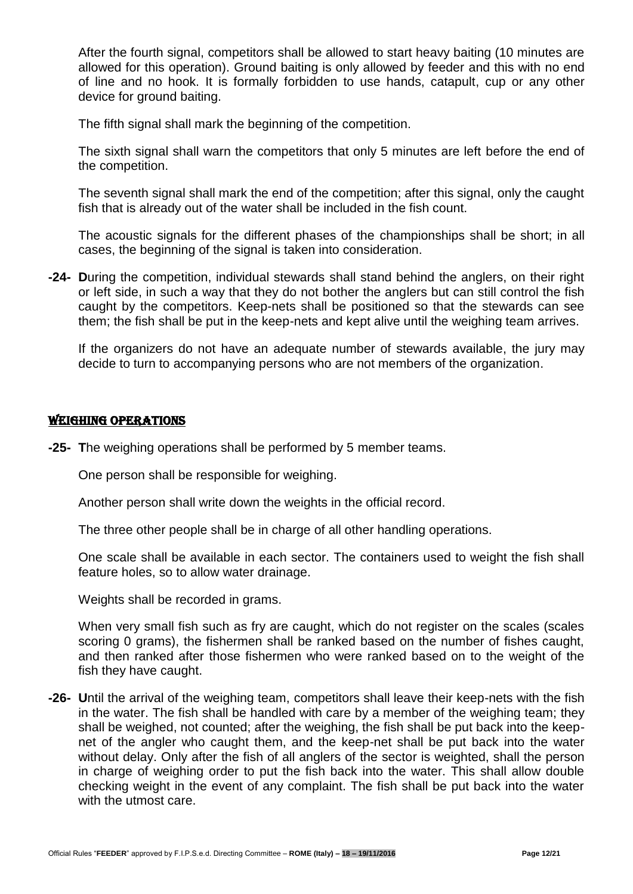After the fourth signal, competitors shall be allowed to start heavy baiting (10 minutes are allowed for this operation). Ground baiting is only allowed by feeder and this with no end of line and no hook. It is formally forbidden to use hands, catapult, cup or any other device for ground baiting.

The fifth signal shall mark the beginning of the competition.

The sixth signal shall warn the competitors that only 5 minutes are left before the end of the competition.

The seventh signal shall mark the end of the competition; after this signal, only the caught fish that is already out of the water shall be included in the fish count.

The acoustic signals for the different phases of the championships shall be short; in all cases, the beginning of the signal is taken into consideration.

**-24- D**uring the competition, individual stewards shall stand behind the anglers, on their right or left side, in such a way that they do not bother the anglers but can still control the fish caught by the competitors. Keep-nets shall be positioned so that the stewards can see them; the fish shall be put in the keep-nets and kept alive until the weighing team arrives.

If the organizers do not have an adequate number of stewards available, the jury may decide to turn to accompanying persons who are not members of the organization.

## WEIGHING OPERATIONS

**-25- T**he weighing operations shall be performed by 5 member teams.

One person shall be responsible for weighing.

Another person shall write down the weights in the official record.

The three other people shall be in charge of all other handling operations.

One scale shall be available in each sector. The containers used to weight the fish shall feature holes, so to allow water drainage.

Weights shall be recorded in grams.

When very small fish such as fry are caught, which do not register on the scales (scales scoring 0 grams), the fishermen shall be ranked based on the number of fishes caught, and then ranked after those fishermen who were ranked based on to the weight of the fish they have caught.

**-26- U**ntil the arrival of the weighing team, competitors shall leave their keep-nets with the fish in the water. The fish shall be handled with care by a member of the weighing team; they shall be weighed, not counted; after the weighing, the fish shall be put back into the keep-net of the angler who caught them, and the keep-net shall be put back into the water without delay. Only after the fish of all anglers of the sector is weighted, shall the person in charge of weighing order to put the fish back into the water. This shall allow double checking weight in the event of any complaint. The fish shall be put back into the water with the utmost care.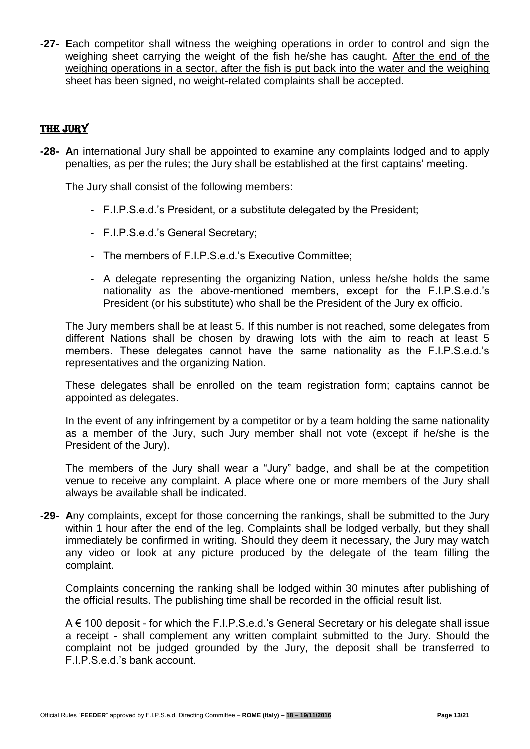**-27- E**ach competitor shall witness the weighing operations in order to control and sign the weighing sheet carrying the weight of the fish he/she has caught. <u>After the end of the weighing operations in a sector, after the fish is put back into the water and the weighing sheet has been signed, no weight-related complaints shall be accepted.</u>

## THE JURY

**-28- A**n international Jury shall be appointed to examine any complaints lodged and to apply penalties, as per the rules; the Jury shall be established at the first captains' meeting.

The Jury shall consist of the following members:

- F.I.P.S.e.d.'s President, or a substitute delegated by the President;
- F.I.P.S.e.d.'s General Secretary;
- The members of F.I.P.S.e.d.'s Executive Committee;
- A delegate representing the organizing Nation, unless he/she holds the same nationality as the above-mentioned members, except for the F.I.P.S.e.d.'s President (or his substitute) who shall be the President of the Jury ex officio.

The Jury members shall be at least 5. If this number is not reached, some delegates from different Nations shall be chosen by drawing lots with the aim to reach at least 5 members. These delegates cannot have the same nationality as the F.I.P.S.e.d.'s representatives and the organizing Nation.

These delegates shall be enrolled on the team registration form; captains cannot be appointed as delegates.

In the event of any infringement by a competitor or by a team holding the same nationality as a member of the Jury, such Jury member shall not vote (except if he/she is the President of the Jury).

The members of the Jury shall wear a "Jury" badge, and shall be at the competition venue to receive any complaint. A place where one or more members of the Jury shall always be available shall be indicated.

**-29- A**ny complaints, except for those concerning the rankings, shall be submitted to the Jury within 1 hour after the end of the leg. Complaints shall be lodged verbally, but they shall immediately be confirmed in writing. Should they deem it necessary, the Jury may watch any video or look at any picture produced by the delegate of the team filling the complaint.

Complaints concerning the ranking shall be lodged within 30 minutes after publishing of the official results. The publishing time shall be recorded in the official result list.

A € 100 deposit - for which the F.I.P.S.e.d.'s General Secretary or his delegate shall issue a receipt - shall complement any written complaint submitted to the Jury. Should the complaint not be judged grounded by the Jury, the deposit shall be transferred to F.I.P.S.e.d.'s bank account.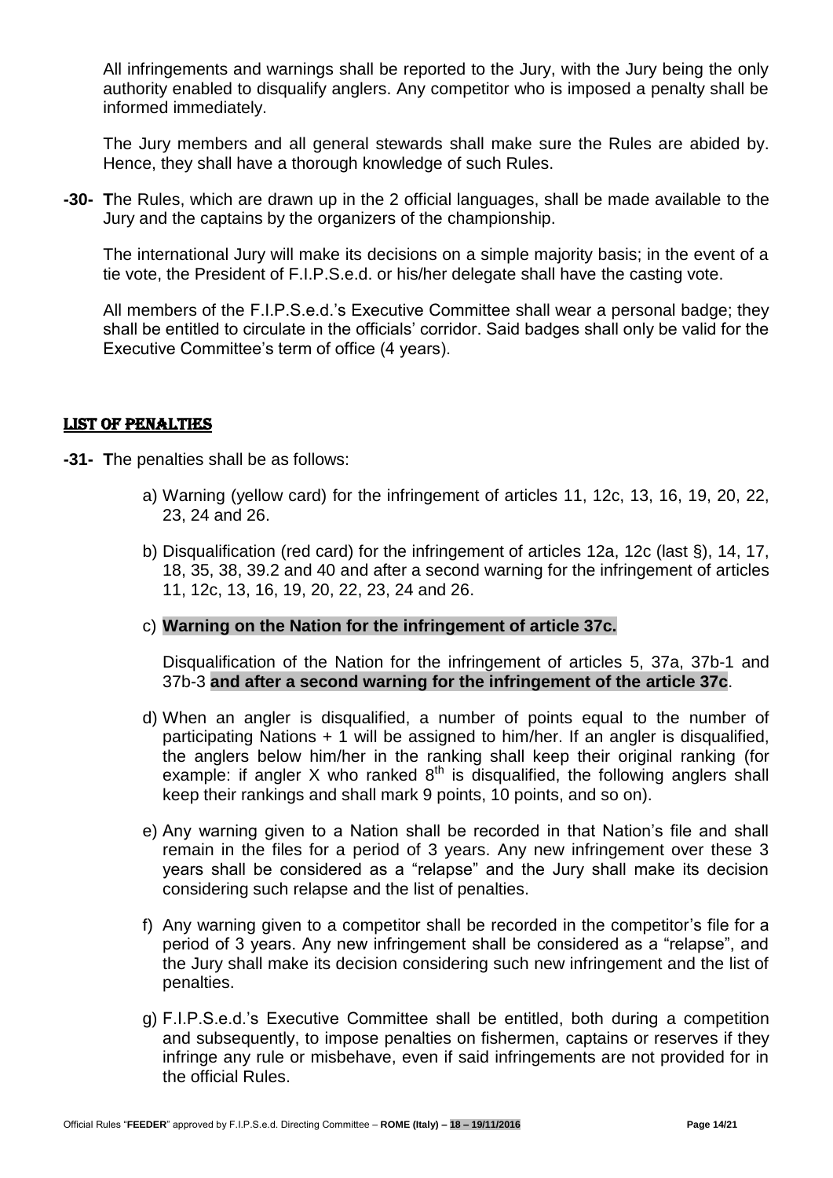All infringements and warnings shall be reported to the Jury, with the Jury being the only authority enabled to disqualify anglers. Any competitor who is imposed a penalty shall be informed immediately.

The Jury members and all general stewards shall make sure the Rules are abided by. Hence, they shall have a thorough knowledge of such Rules.

**-30- T**he Rules, which are drawn up in the 2 official languages, shall be made available to the Jury and the captains by the organizers of the championship.

The international Jury will make its decisions on a simple majority basis; in the event of a tie vote, the President of F.I.P.S.e.d. or his/her delegate shall have the casting vote.

All members of the F.I.P.S.e.d.'s Executive Committee shall wear a personal badge; they shall be entitled to circulate in the officials' corridor. Said badges shall only be valid for the Executive Committee's term of office (4 years).

## LIST OF PENALTIES

**-31- T**he penalties shall be as follows:

a) Warning (yellow card) for the infringement of articles 11, 12c, 13, 16, 19, 20, 22, 23, 24 and 26.

b) Disqualification (red card) for the infringement of articles 12a, 12c (last §), 14, 17, 18, 35, 38, 39.2 and 40 and after a second warning for the infringement of articles 11, 12c, 13, 16, 19, 20, 22, 23, 24 and 26.

c) **Warning on the Nation for the infringement of article 37c.**

Disqualification of the Nation for the infringement of articles 5, 37a, 37b-1 and 37b-3 **and after a second warning for the infringement of the article 37c**.

d) When an angler is disqualified, a number of points equal to the number of participating Nations + 1 will be assigned to him/her. If an angler is disqualified, the anglers below him/her in the ranking shall keep their original ranking (for example: if angler X who ranked 8th is disqualified, the following anglers shall keep their rankings and shall mark 9 points, 10 points, and so on).

e) Any warning given to a Nation shall be recorded in that Nation's file and shall remain in the files for a period of 3 years. Any new infringement over these 3 years shall be considered as a "relapse" and the Jury shall make its decision considering such relapse and the list of penalties.

f) Any warning given to a competitor shall be recorded in the competitor's file for a period of 3 years. Any new infringement shall be considered as a "relapse", and the Jury shall make its decision considering such new infringement and the list of penalties.

g) F.I.P.S.e.d.'s Executive Committee shall be entitled, both during a competition and subsequently, to impose penalties on fishermen, captains or reserves if they infringe any rule or misbehave, even if said infringements are not provided for in the official Rules.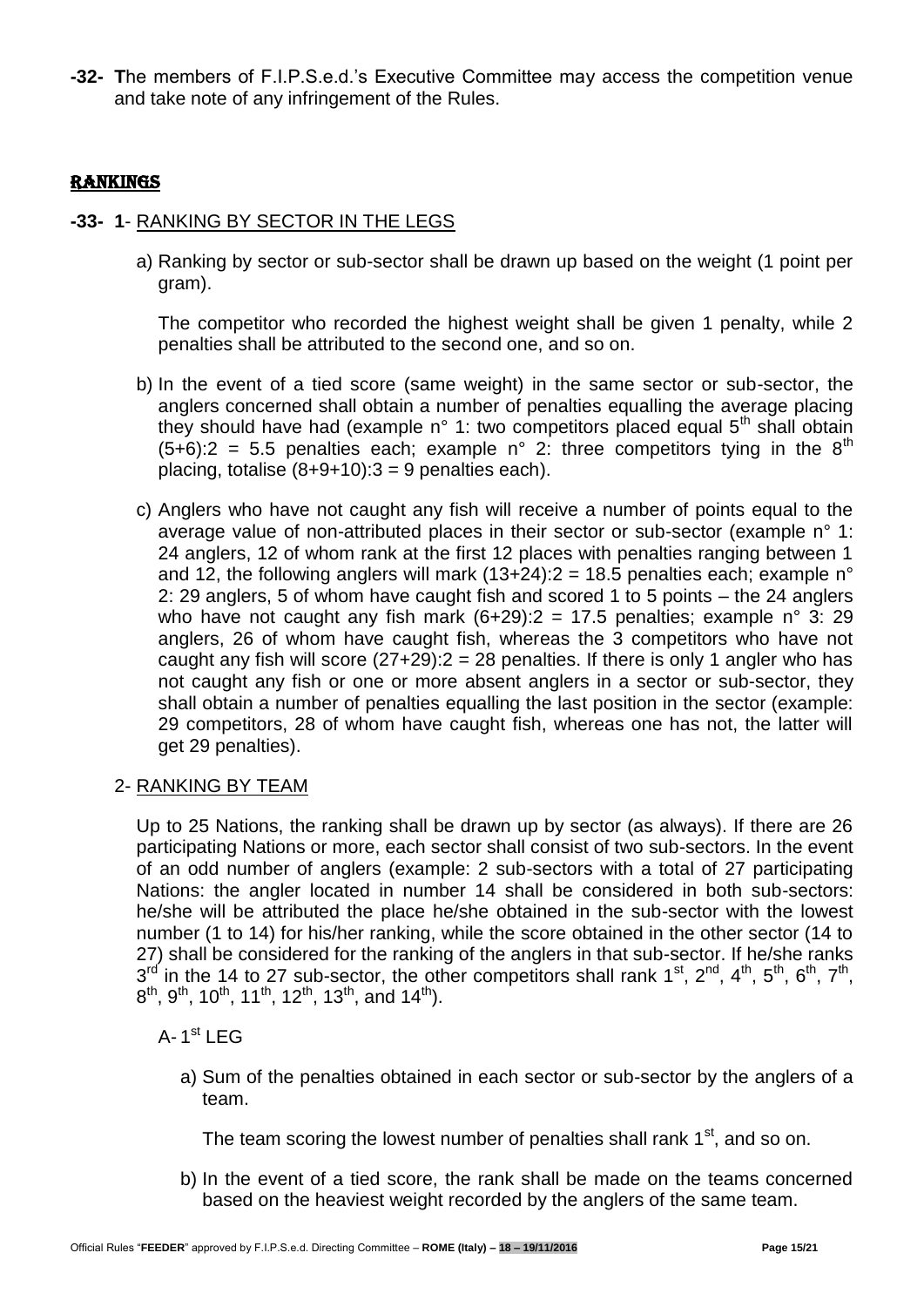**-32-** **T**he members of F.I.P.S.e.d.'s Executive Committee may access the competition venue and take note of any infringement of the Rules.

## RANKINGS

**-33-** **1**- RANKING BY SECTOR IN THE LEGS

a) Ranking by sector or sub-sector shall be drawn up based on the weight (1 point per gram).

The competitor who recorded the highest weight shall be given 1 penalty, while 2 penalties shall be attributed to the second one, and so on.

b) In the event of a tied score (same weight) in the same sector or sub-sector, the anglers concerned shall obtain a number of penalties equalling the average placing they should have had (example n° 1: two competitors placed equal 5th shall obtain (5+6):2 = 5.5 penalties each; example n° 2: three competitors tying in the 8th placing, totalise (8+9+10):3 = 9 penalties each).

c) Anglers who have not caught any fish will receive a number of points equal to the average value of non-attributed places in their sector or sub-sector (example n° 1: 24 anglers, 12 of whom rank at the first 12 places with penalties ranging between 1 and 12, the following anglers will mark (13+24):2 = 18.5 penalties each; example n° 2: 29 anglers, 5 of whom have caught fish and scored 1 to 5 points – the 24 anglers who have not caught any fish mark (6+29):2 = 17.5 penalties; example n° 3: 29 anglers, 26 of whom have caught fish, whereas the 3 competitors who have not caught any fish will score (27+29):2 = 28 penalties. If there is only 1 angler who has not caught any fish or one or more absent anglers in a sector or sub-sector, they shall obtain a number of penalties equalling the last position in the sector (example: 29 competitors, 28 of whom have caught fish, whereas one has not, the latter will get 29 penalties).

2- RANKING BY TEAM

Up to 25 Nations, the ranking shall be drawn up by sector (as always). If there are 26 participating Nations or more, each sector shall consist of two sub-sectors. In the event of an odd number of anglers (example: 2 sub-sectors with a total of 27 participating Nations: the angler located in number 14 shall be considered in both sub-sectors: he/she will be attributed the place he/she obtained in the sub-sector with the lowest number (1 to 14) for his/her ranking, while the score obtained in the other sector (14 to 27) shall be considered for the ranking of the anglers in that sub-sector. If he/she ranks 3rd in the 14 to 27 sub-sector, the other competitors shall rank 1st, 2nd, 4th, 5th, 6th, 7th, 8th, 9th, 10th, 11th, 12th, 13th, and 14th).

A- 1st LEG

a) Sum of the penalties obtained in each sector or sub-sector by the anglers of a team.

The team scoring the lowest number of penalties shall rank 1st, and so on.

b) In the event of a tied score, the rank shall be made on the teams concerned based on the heaviest weight recorded by the anglers of the same team.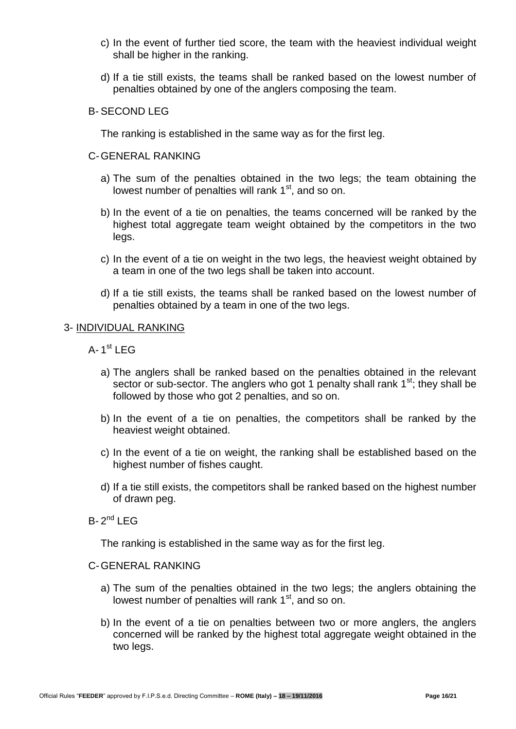c) In the event of further tied score, the team with the heaviest individual weight shall be higher in the ranking.

d) If a tie still exists, the teams shall be ranked based on the lowest number of penalties obtained by one of the anglers composing the team.

B- SECOND LEG

The ranking is established in the same way as for the first leg.

C- GENERAL RANKING

a) The sum of the penalties obtained in the two legs; the team obtaining the lowest number of penalties will rank 1st, and so on.

b) In the event of a tie on penalties, the teams concerned will be ranked by the highest total aggregate team weight obtained by the competitors in the two legs.

c) In the event of a tie on weight in the two legs, the heaviest weight obtained by a team in one of the two legs shall be taken into account.

d) If a tie still exists, the teams shall be ranked based on the lowest number of penalties obtained by a team in one of the two legs.

3- <u>INDIVIDUAL RANKING</u>

A- 1st LEG

a) The anglers shall be ranked based on the penalties obtained in the relevant sector or sub-sector. The anglers who got 1 penalty shall rank 1st; they shall be followed by those who got 2 penalties, and so on.

b) In the event of a tie on penalties, the competitors shall be ranked by the heaviest weight obtained.

c) In the event of a tie on weight, the ranking shall be established based on the highest number of fishes caught.

d) If a tie still exists, the competitors shall be ranked based on the highest number of drawn peg.

B- 2nd LEG

The ranking is established in the same way as for the first leg.

C- GENERAL RANKING

a) The sum of the penalties obtained in the two legs; the anglers obtaining the lowest number of penalties will rank 1st, and so on.

b) In the event of a tie on penalties between two or more anglers, the anglers concerned will be ranked by the highest total aggregate weight obtained in the two legs.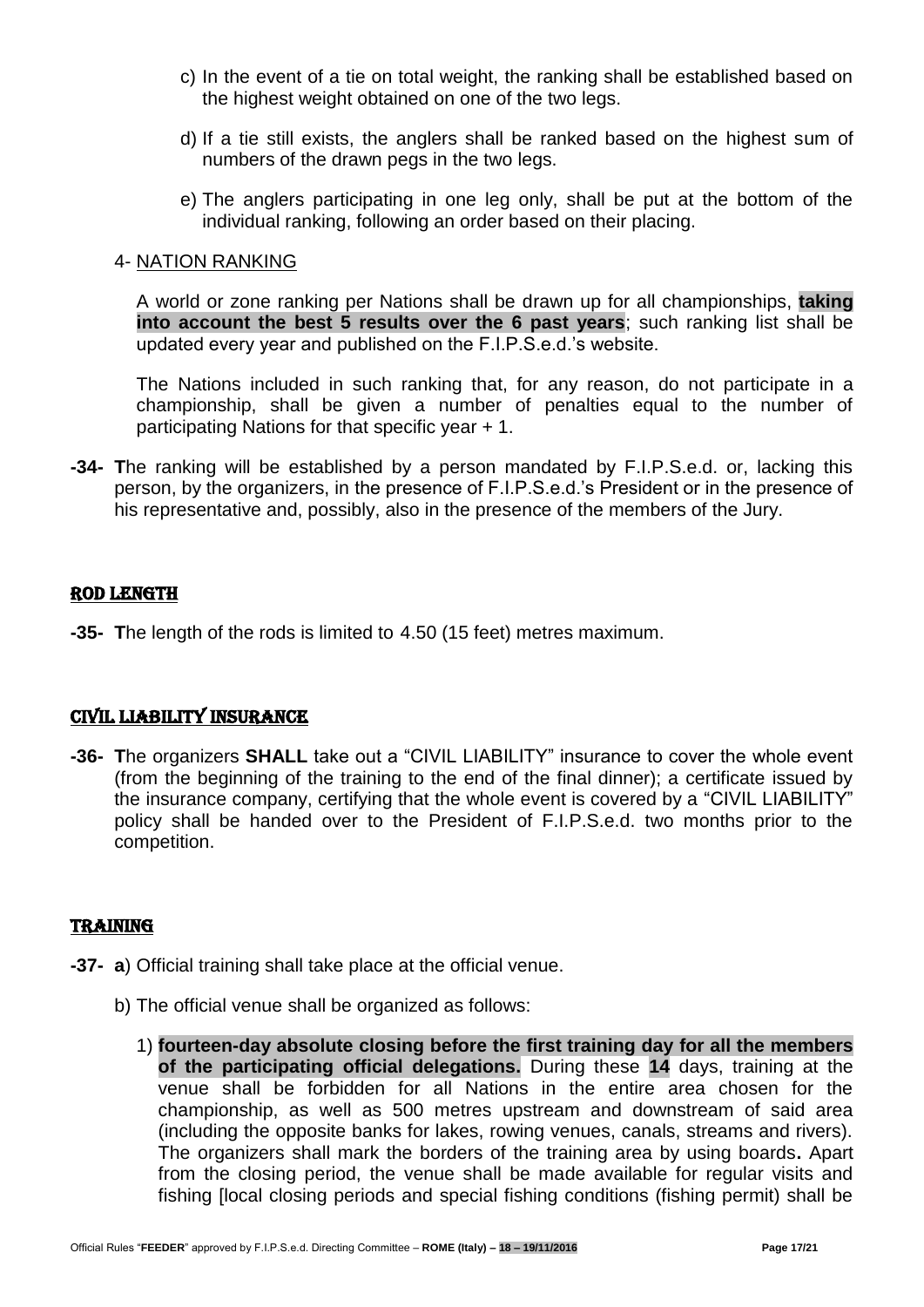c) In the event of a tie on total weight, the ranking shall be established based on the highest weight obtained on one of the two legs.

d) If a tie still exists, the anglers shall be ranked based on the highest sum of numbers of the drawn pegs in the two legs.

e) The anglers participating in one leg only, shall be put at the bottom of the individual ranking, following an order based on their placing.

4- NATION RANKING

A world or zone ranking per Nations shall be drawn up for all championships, **taking into account the best 5 results over the 6 past years**; such ranking list shall be updated every year and published on the F.I.P.S.e.d.'s website.

The Nations included in such ranking that, for any reason, do not participate in a championship, shall be given a number of penalties equal to the number of participating Nations for that specific year + 1.

**-34- T**he ranking will be established by a person mandated by F.I.P.S.e.d. or, lacking this person, by the organizers, in the presence of F.I.P.S.e.d.'s President or in the presence of his representative and, possibly, also in the presence of the members of the Jury.

## ROD LENGTH

**-35- T**he length of the rods is limited to 4.50 (15 feet) metres maximum.

## CIVIL LIABILITY INSURANCE

**-36- T**he organizers **SHALL** take out a "CIVIL LIABILITY" insurance to cover the whole event (from the beginning of the training to the end of the final dinner); a certificate issued by the insurance company, certifying that the whole event is covered by a "CIVIL LIABILITY" policy shall be handed over to the President of F.I.P.S.e.d. two months prior to the competition.

## TRAINING

**-37- a**) Official training shall take place at the official venue.

b) The official venue shall be organized as follows:

1) **fourteen-day absolute closing before the first training day for all the members of the participating official delegations.** During these **14** days, training at the venue shall be forbidden for all Nations in the entire area chosen for the championship, as well as 500 metres upstream and downstream of said area (including the opposite banks for lakes, rowing venues, canals, streams and rivers). The organizers shall mark the borders of the training area by using boards**.** Apart from the closing period, the venue shall be made available for regular visits and fishing [local closing periods and special fishing conditions (fishing permit) shall be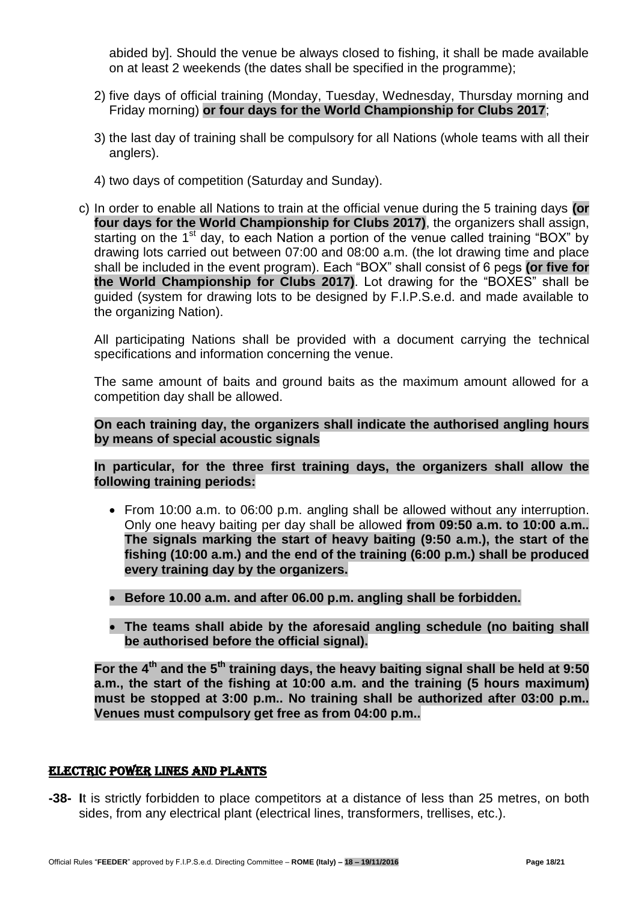abided by]. Should the venue be always closed to fishing, it shall be made available on at least 2 weekends (the dates shall be specified in the programme);

2) five days of official training (Monday, Tuesday, Wednesday, Thursday morning and Friday morning) **or four days for the World Championship for Clubs 2017**;

3) the last day of training shall be compulsory for all Nations (whole teams with all their anglers).

4) two days of competition (Saturday and Sunday).

c) In order to enable all Nations to train at the official venue during the 5 training days **(or four days for the World Championship for Clubs 2017)**, the organizers shall assign, starting on the 1st day, to each Nation a portion of the venue called training "BOX" by drawing lots carried out between 07:00 and 08:00 a.m. (the lot drawing time and place shall be included in the event program). Each "BOX" shall consist of 6 pegs **(or five for the World Championship for Clubs 2017)**. Lot drawing for the "BOXES" shall be guided (system for drawing lots to be designed by F.I.P.S.e.d. and made available to the organizing Nation).

All participating Nations shall be provided with a document carrying the technical specifications and information concerning the venue.

The same amount of baits and ground baits as the maximum amount allowed for a competition day shall be allowed.

**On each training day, the organizers shall indicate the authorised angling hours by means of special acoustic signals**

**In particular, for the three first training days, the organizers shall allow the following training periods:**

- From 10:00 a.m. to 06:00 p.m. angling shall be allowed without any interruption. Only one heavy baiting per day shall be allowed **from 09:50 a.m. to 10:00 a.m.. The signals marking the start of heavy baiting (9:50 a.m.), the start of the fishing (10:00 a.m.) and the end of the training (6:00 p.m.) shall be produced every training day by the organizers.**
- **Before 10.00 a.m. and after 06.00 p.m. angling shall be forbidden.**
- **The teams shall abide by the aforesaid angling schedule (no baiting shall be authorised before the official signal).**

**For the 4th and the 5th training days, the heavy baiting signal shall be held at 9:50 a.m., the start of the fishing at 10:00 a.m. and the training (5 hours maximum) must be stopped at 3:00 p.m.. No training shall be authorized after 03:00 p.m.. Venues must compulsory get free as from 04:00 p.m..**

## ELECTRIC POWER LINES AND PLANTS

**-38-** **I**t is strictly forbidden to place competitors at a distance of less than 25 metres, on both sides, from any electrical plant (electrical lines, transformers, trellises, etc.).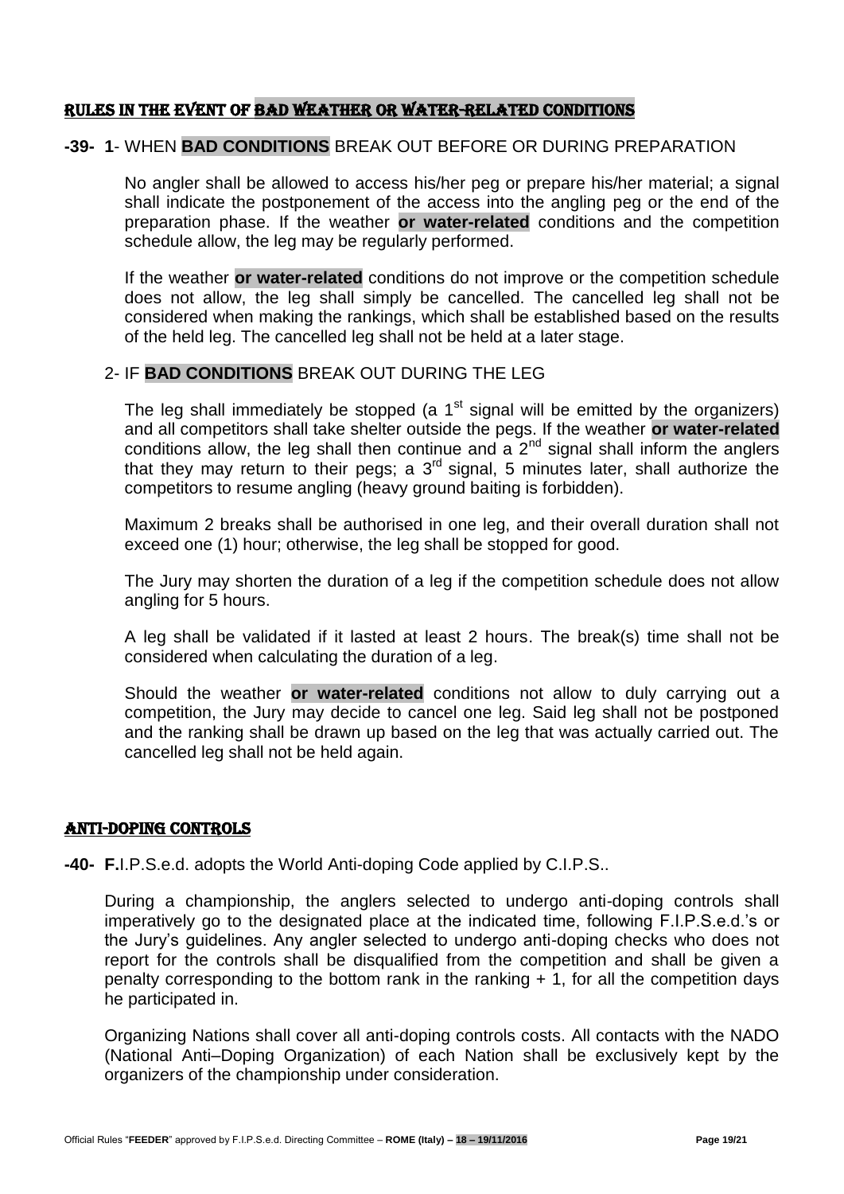## RULES IN THE EVENT OF BAD WEATHER OR WATER-RELATED CONDITIONS

**-39- 1**- WHEN **BAD CONDITIONS** BREAK OUT BEFORE OR DURING PREPARATION

No angler shall be allowed to access his/her peg or prepare his/her material; a signal shall indicate the postponement of the access into the angling peg or the end of the preparation phase. If the weather **or water-related** conditions and the competition schedule allow, the leg may be regularly performed.

If the weather **or water-related** conditions do not improve or the competition schedule does not allow, the leg shall simply be cancelled. The cancelled leg shall not be considered when making the rankings, which shall be established based on the results of the held leg. The cancelled leg shall not be held at a later stage.

2- IF **BAD CONDITIONS** BREAK OUT DURING THE LEG

The leg shall immediately be stopped (a 1st signal will be emitted by the organizers) and all competitors shall take shelter outside the pegs. If the weather **or water-related** conditions allow, the leg shall then continue and a 2nd signal shall inform the anglers that they may return to their pegs; a 3rd signal, 5 minutes later, shall authorize the competitors to resume angling (heavy ground baiting is forbidden).

Maximum 2 breaks shall be authorised in one leg, and their overall duration shall not exceed one (1) hour; otherwise, the leg shall be stopped for good.

The Jury may shorten the duration of a leg if the competition schedule does not allow angling for 5 hours.

A leg shall be validated if it lasted at least 2 hours. The break(s) time shall not be considered when calculating the duration of a leg.

Should the weather **or water-related** conditions not allow to duly carrying out a competition, the Jury may decide to cancel one leg. Said leg shall not be postponed and the ranking shall be drawn up based on the leg that was actually carried out. The cancelled leg shall not be held again.

## ANTI-DOPING CONTROLS

**-40- F.**I.P.S.e.d. adopts the World Anti-doping Code applied by C.I.P.S..

During a championship, the anglers selected to undergo anti-doping controls shall imperatively go to the designated place at the indicated time, following F.I.P.S.e.d.'s or the Jury's guidelines. Any angler selected to undergo anti-doping checks who does not report for the controls shall be disqualified from the competition and shall be given a penalty corresponding to the bottom rank in the ranking + 1, for all the competition days he participated in.

Organizing Nations shall cover all anti-doping controls costs. All contacts with the NADO (National Anti–Doping Organization) of each Nation shall be exclusively kept by the organizers of the championship under consideration.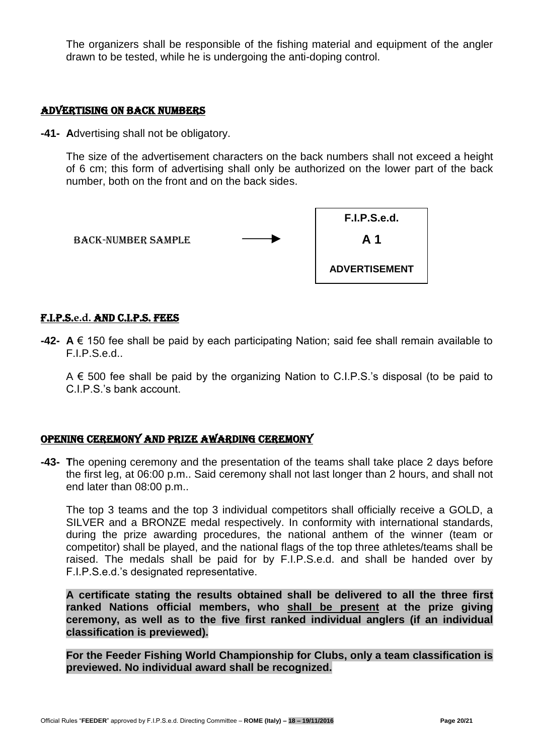The organizers shall be responsible of the fishing material and equipment of the angler drawn to be tested, while he is undergoing the anti-doping control.

## ADVERTISING ON BACK NUMBERS

**-41- A**dvertising shall not be obligatory.

The size of the advertisement characters on the back numbers shall not exceed a height of 6 cm; this form of advertising shall only be authorized on the lower part of the back number, both on the front and on the back sides.

BACK-NUMBER SAMPLE →

| **F.I.P.S.e.d.** |
|---|
| **A 1** |
| **ADVERTISEMENT** |

## F.I.P.S.e.d. AND C.I.P.S. FEES

**-42- A** € 150 fee shall be paid by each participating Nation; said fee shall remain available to F.I.P.S.e.d..

A € 500 fee shall be paid by the organizing Nation to C.I.P.S.'s disposal (to be paid to C.I.P.S.'s bank account.

## OPENING CEREMONY AND PRIZE AWARDING CEREMONY

**-43- T**he opening ceremony and the presentation of the teams shall take place 2 days before the first leg, at 06:00 p.m.. Said ceremony shall not last longer than 2 hours, and shall not end later than 08:00 p.m..

The top 3 teams and the top 3 individual competitors shall officially receive a GOLD, a SILVER and a BRONZE medal respectively. In conformity with international standards, during the prize awarding procedures, the national anthem of the winner (team or competitor) shall be played, and the national flags of the top three athletes/teams shall be raised. The medals shall be paid for by F.I.P.S.e.d. and shall be handed over by F.I.P.S.e.d.'s designated representative.

**A certificate stating the results obtained shall be delivered to all the three first ranked Nations official members, who shall be present at the prize giving ceremony, as well as to the five first ranked individual anglers (if an individual classification is previewed).**

**For the Feeder Fishing World Championship for Clubs, only a team classification is previewed. No individual award shall be recognized.**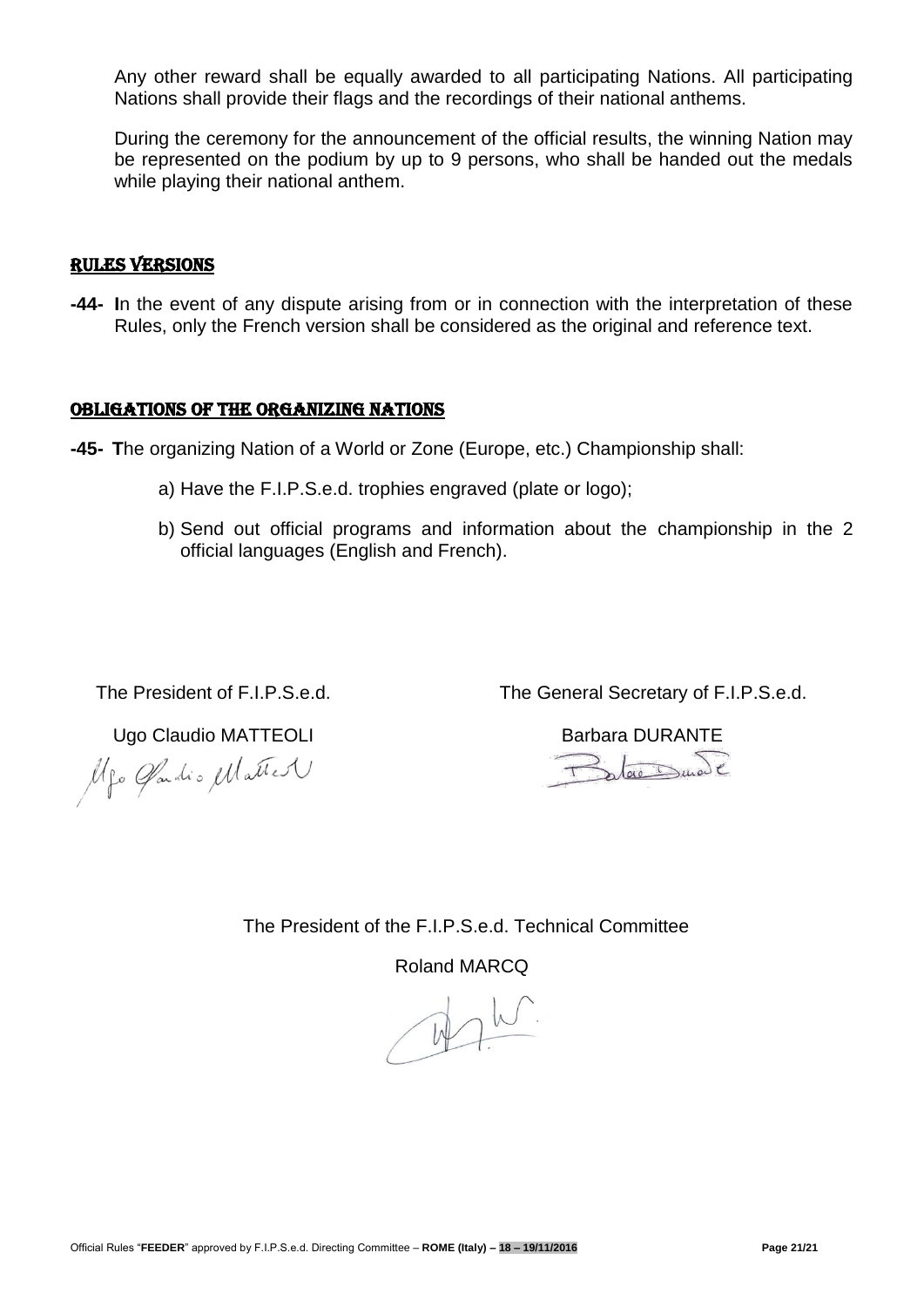Any other reward shall be equally awarded to all participating Nations. All participating Nations shall provide their flags and the recordings of their national anthems.

During the ceremony for the announcement of the official results, the winning Nation may be represented on the podium by up to 9 persons, who shall be handed out the medals while playing their national anthem.

## RULES VERSIONS

**-44- I**n the event of any dispute arising from or in connection with the interpretation of these Rules, only the French version shall be considered as the original and reference text.

## OBLIGATIONS OF THE ORGANIZING NATIONS

**-45- T**he organizing Nation of a World or Zone (Europe, etc.) Championship shall:

a) Have the F.I.P.S.e.d. trophies engraved (plate or logo);

b) Send out official programs and information about the championship in the 2 official languages (English and French).

The President of F.I.P.S.e.d.

Ugo Claudio MATTEOLI

The General Secretary of F.I.P.S.e.d.

Barbara DURANTE

The President of the F.I.P.S.e.d. Technical Committee

Roland MARCQ